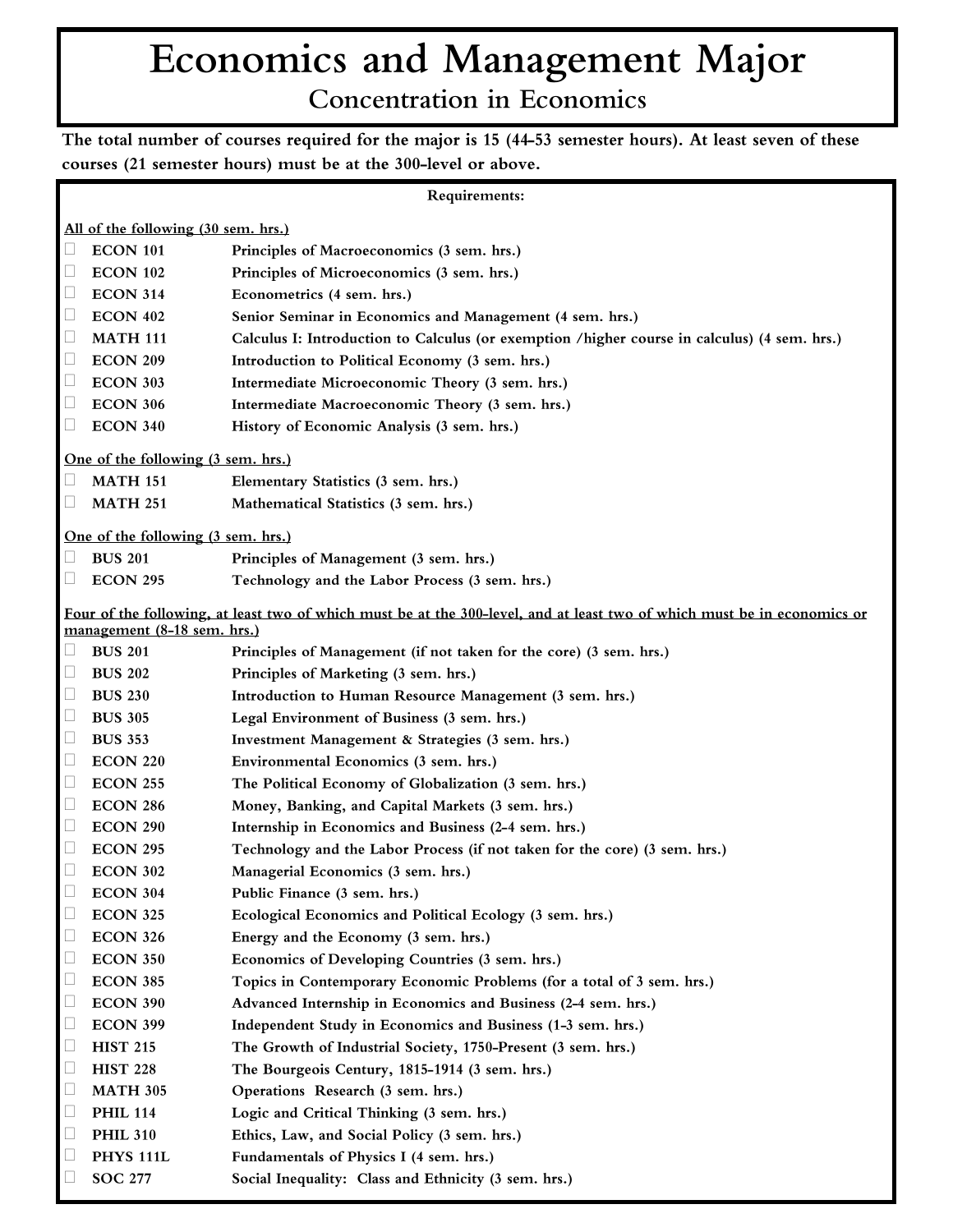# Economics and Management Major

## Concentration in Economics

**The total number of courses required for the major is 15 (44-53 semester hours). At least seven of these courses (21 semester hours) must be at the 300-level or above.**

**Requirements:**

**All of the following (30 sem. hrs.)**

- ☐ **ECON 101** Principles of Macroeconomics (3 sem. hrs.)
- ☐ **ECON 102** Principles of Microeconomics (3 sem. hrs.)
- ☐ **ECON 314** Econometrics (4 sem. hrs.)
- ☐ **ECON 402** Senior Seminar in Economics and Management (4 sem. hrs.)
- ☐ **MATH 111** Calculus I: Introduction to Calculus (or exemption /higher course in calculus) (4 sem. hrs.)
- ☐ **ECON 209** Introduction to Political Economy (3 sem. hrs.)
- ☐ **ECON 303** Intermediate Microeconomic Theory (3 sem. hrs.)
- ☐ **ECON 306** Intermediate Macroeconomic Theory (3 sem. hrs.)
- ☐ **ECON 340** History of Economic Analysis (3 sem. hrs.)

**One of the following (3 sem. hrs.)**

- ☐ **MATH 151** Elementary Statistics (3 sem. hrs.)
- ☐ **MATH 251** Mathematical Statistics (3 sem. hrs.)

**One of the following (3 sem. hrs.)**

- ☐ **BUS 201** Principles of Management (3 sem. hrs.)
- ☐ **ECON 295** Technology and the Labor Process (3 sem. hrs.)

**Four of the following, at least two of which must be at the 300-level, and at least two of which must be in economics or management (8-18 sem. hrs.)**

- ☐ **BUS 201** Principles of Management (if not taken for the core) (3 sem. hrs.)
- ☐ **BUS 202** Principles of Marketing (3 sem. hrs.)
- ☐ **BUS 230** Introduction to Human Resource Management (3 sem. hrs.)
- ☐ **BUS 305** Legal Environment of Business (3 sem. hrs.)
- ☐ **BUS 353** Investment Management & Strategies (3 sem. hrs.)
- ☐ **ECON 220** Environmental Economics (3 sem. hrs.)
- ☐ **ECON 255** The Political Economy of Globalization (3 sem. hrs.)
- ☐ **ECON 286** Money, Banking, and Capital Markets (3 sem. hrs.)
- ☐ **ECON 290** Internship in Economics and Business (2-4 sem. hrs.)
- ☐ **ECON 295** Technology and the Labor Process (if not taken for the core) (3 sem. hrs.)
- ☐ **ECON 302** Managerial Economics (3 sem. hrs.)
- ☐ **ECON 304** Public Finance (3 sem. hrs.)
- ☐ **ECON 325** Ecological Economics and Political Ecology (3 sem. hrs.)
- ☐ **ECON 326** Energy and the Economy (3 sem. hrs.)
- ☐ **ECON 350** Economics of Developing Countries (3 sem. hrs.)
- ☐ **ECON 385** Topics in Contemporary Economic Problems (for a total of 3 sem. hrs.)
- ☐ **ECON 390** Advanced Internship in Economics and Business (2-4 sem. hrs.)
- ☐ **ECON 399** Independent Study in Economics and Business (1-3 sem. hrs.)
- ☐ **HIST 215** The Growth of Industrial Society, 1750-Present (3 sem. hrs.)
- ☐ **HIST 228** The Bourgeois Century, 1815-1914 (3 sem. hrs.)
- ☐ **MATH 305** Operations Research (3 sem. hrs.)
- ☐ **PHIL 114** Logic and Critical Thinking (3 sem. hrs.)
- ☐ **PHIL 310** Ethics, Law, and Social Policy (3 sem. hrs.)
- ☐ **PHYS 111L** Fundamentals of Physics I (4 sem. hrs.)
- ☐ **SOC 277** Social Inequality: Class and Ethnicity (3 sem. hrs.)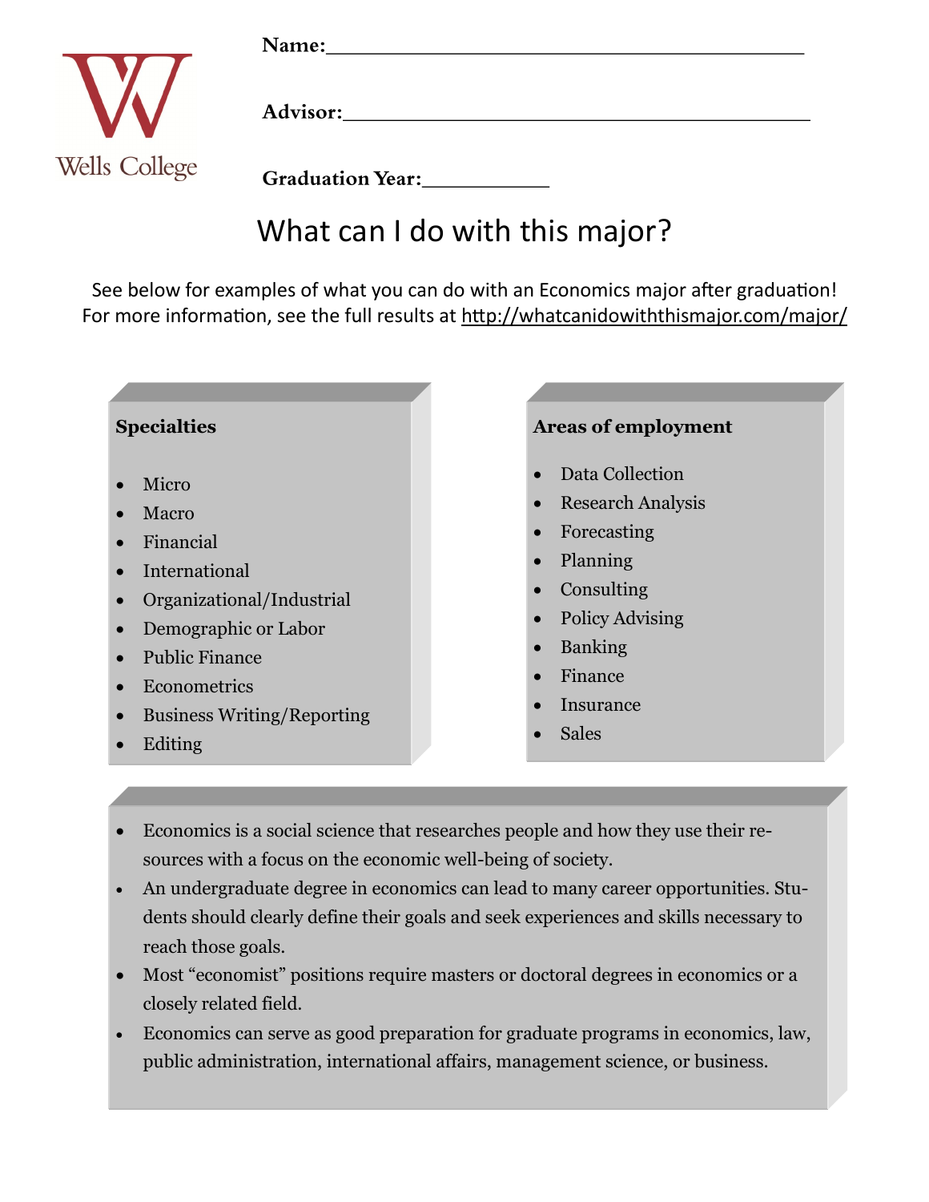Wells College

**Name:**\_\_\_\_\_\_\_\_\_\_\_\_\_\_\_\_\_\_\_\_\_\_\_\_\_\_\_\_\_\_\_\_\_\_\_\_\_\_\_\_

**Advisor:**\_\_\_\_\_\_\_\_\_\_\_\_\_\_\_\_\_\_\_\_\_\_\_\_\_\_\_\_\_\_\_\_\_\_\_\_\_\_\_\_

**Graduation Year:**\_\_\_\_\_\_\_\_\_\_\_\_

# What can I do with this major?

See below for examples of what you can do with an Economics major after graduation!
For more information, see the full results at http://whatcanidowiththismajor.com/major/

**Specialties**

- Micro
- Macro
- Financial
- International
- Organizational/Industrial
- Demographic or Labor
- Public Finance
- Econometrics
- Business Writing/Reporting
- Editing

**Areas of employment**

- Data Collection
- Research Analysis
- Forecasting
- Planning
- Consulting
- Policy Advising
- Banking
- Finance
- Insurance
- Sales

- Economics is a social science that researches people and how they use their resources with a focus on the economic well-being of society.
- An undergraduate degree in economics can lead to many career opportunities. Students should clearly define their goals and seek experiences and skills necessary to reach those goals.
- Most "economist" positions require masters or doctoral degrees in economics or a closely related field.
- Economics can serve as good preparation for graduate programs in economics, law, public administration, international affairs, management science, or business.